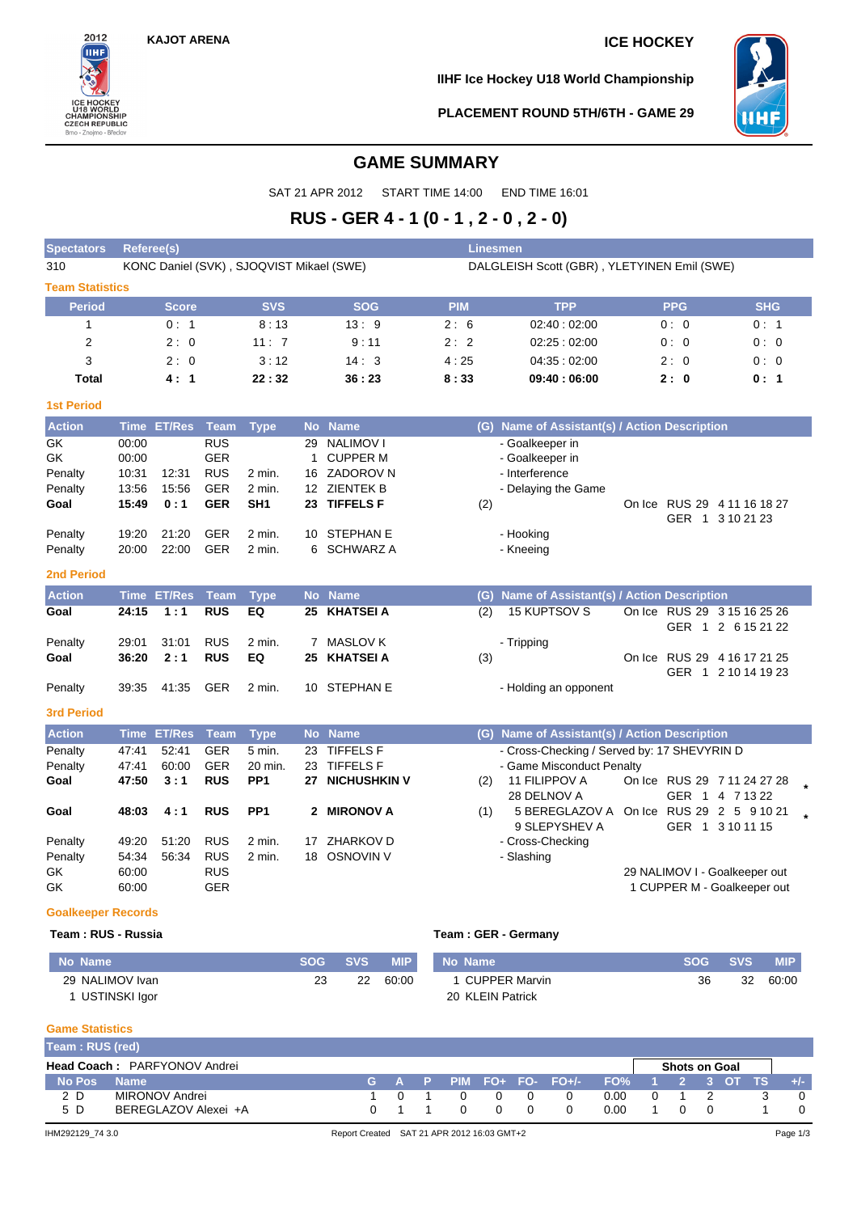KAJOT ARENA

ICE HOCKEY

IIHF Ice Hockey U18 World Championship

PLACEMENT ROUND 5TH/6TH - GAME 29

# GAME SUMMARY

SAT 21 APR 2012 START TIME 14:00 END TIME 16:01

## RUS - GER 4 - 1 (0 - 1 , 2 - 0 , 2 - 0)

| Spectators | Referee(s) | Linesmen |
|---|---|---|
| 310 | KONC Daniel (SVK) , SJOQVIST Mikael (SWE) | DALGLEISH Scott (GBR) , YLETYINEN Emil (SWE) |

### Team Statistics

| Period | Score | SVS | SOG | PIM | TPP | PPG | SHG |
|---|---|---|---|---|---|---|---|
| 1 | 0 : 1 | 8 : 13 | 13 : 9 | 2 : 6 | 02:40 : 02:00 | 0 : 0 | 0 : 1 |
| 2 | 2 : 0 | 11 : 7 | 9 : 11 | 2 : 2 | 02:25 : 02:00 | 0 : 0 | 0 : 0 |
| 3 | 2 : 0 | 3 : 12 | 14 : 3 | 4 : 25 | 04:35 : 02:00 | 2 : 0 | 0 : 0 |
| **Total** | **4 : 1** | **22 : 32** | **36 : 23** | **8 : 33** | **09:40 : 06:00** | **2 : 0** | **0 : 1** |

### 1st Period

| Action | Time | ET/Res | Team | Type | No | Name | (G) | Name of Assistant(s) / Action Description | |
|---|---|---|---|---|---|---|---|---|---|
| GK | 00:00 | | RUS | | 29 | NALIMOV I | | - Goalkeeper in | |
| GK | 00:00 | | GER | | 1 | CUPPER M | | - Goalkeeper in | |
| Penalty | 10:31 | 12:31 | RUS | 2 min. | 16 | ZADOROV N | | - Interference | |
| Penalty | 13:56 | 15:56 | GER | 2 min. | 12 | ZIENTEK B | | - Delaying the Game | |
| **Goal** | **15:49** | **0 : 1** | **GER** | **SH1** | **23** | **TIFFELS F** | (2) | | On Ice RUS 29 4 11 16 18 27 / GER 1 3 10 21 23 |
| Penalty | 19:20 | 21:20 | GER | 2 min. | 10 | STEPHAN E | | - Hooking | |
| Penalty | 20:00 | 22:00 | GER | 2 min. | 6 | SCHWARZ A | | - Kneeing | |

### 2nd Period

| Action | Time | ET/Res | Team | Type | No | Name | (G) | Name of Assistant(s) / Action Description | |
|---|---|---|---|---|---|---|---|---|---|
| **Goal** | **24:15** | **1 : 1** | **RUS** | **EQ** | **25** | **KHATSEI A** | (2) | 15 KUPTSOV S | On Ice RUS 29 3 15 16 25 26 / GER 1 2 6 15 21 22 |
| Penalty | 29:01 | 31:01 | RUS | 2 min. | 7 | MASLOV K | | - Tripping | |
| **Goal** | **36:20** | **2 : 1** | **RUS** | **EQ** | **25** | **KHATSEI A** | (3) | | On Ice RUS 29 4 16 17 21 25 / GER 1 2 10 14 19 23 |
| Penalty | 39:35 | 41:35 | GER | 2 min. | 10 | STEPHAN E | | - Holding an opponent | |

### 3rd Period

| Action | Time | ET/Res | Team | Type | No | Name | (G) | Name of Assistant(s) / Action Description | |
|---|---|---|---|---|---|---|---|---|---|
| Penalty | 47:41 | 52:41 | GER | 5 min. | 23 | TIFFELS F | | - Cross-Checking / Served by: 17 SHEVYRIN D | |
| Penalty | 47:41 | 60:00 | GER | 20 min. | 23 | TIFFELS F | | - Game Misconduct Penalty | |
| **Goal** | **47:50** | **3 : 1** | **RUS** | **PP1** | **27** | **NICHUSHKIN V** | (2) | 11 FILIPPOV A, 28 DELNOV A | On Ice RUS 29 7 11 24 27 28 / GER 1 4 7 13 22 * |
| **Goal** | **48:03** | **4 : 1** | **RUS** | **PP1** | **2** | **MIRONOV A** | (1) | 5 BEREGLAZOV A, 9 SLEPYSHEV A | On Ice RUS 29 2 5 9 10 21 / GER 1 3 10 11 15 * |
| Penalty | 49:20 | 51:20 | RUS | 2 min. | 17 | ZHARKOV D | | - Cross-Checking | |
| Penalty | 54:34 | 56:34 | RUS | 2 min. | 18 | OSNOVIN V | | - Slashing | |
| GK | 60:00 | | RUS | | | | | | 29 NALIMOV I - Goalkeeper out |
| GK | 60:00 | | GER | | | | | | 1 CUPPER M - Goalkeeper out |

### Goalkeeper Records

**Team : RUS - Russia**

| No | Name | SOG | SVS | MIP |
|---|---|---|---|---|
| 29 | NALIMOV Ivan | 23 | 22 | 60:00 |
| 1 | USTINSKI Igor | | | |

**Team : GER - Germany**

| No | Name | SOG | SVS | MIP |
|---|---|---|---|---|
| 1 | CUPPER Marvin | 36 | 32 | 60:00 |
| 20 | KLEIN Patrick | | | |

### Game Statistics

**Team : RUS (red)**

**Head Coach :** PARFYONOV Andrei

| No | Pos | Name | G | A | P | PIM | FO+ | FO- | FO+/- | FO% | 1 | 2 | 3 | OT | TS | +/- |
|---|---|---|---|---|---|---|---|---|---|---|---|---|---|---|---|---|
| 2 | D | MIRONOV Andrei | 1 | 0 | 1 | 0 | 0 | 0 | 0 | 0.00 | 0 | 1 | 2 | | 3 | 0 |
| 5 | D | BEREGLAZOV Alexei +A | 0 | 1 | 1 | 0 | 0 | 0 | 0 | 0.00 | 1 | 0 | 0 | | 1 | 0 |

(Shots on Goal: columns 1, 2, 3, OT, TS)

IHM292129_74 3.0 Report Created SAT 21 APR 2012 16:03 GMT+2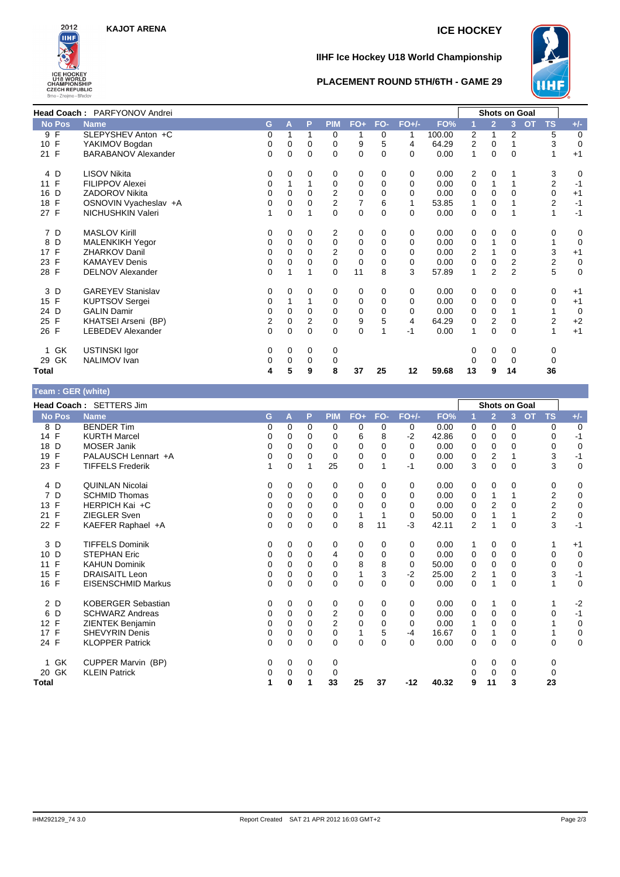**KAJOT ARENA** — **ICE HOCKEY**

# IIHF Ice Hockey U18 World Championship

## PLACEMENT ROUND 5TH/6TH - GAME 29

**Head Coach :** PARFYONOV Andrei

| No | Pos | Name | G | A | P | PIM | FO+ | FO- | FO+/- | FO% | Shots on Goal 1 | 2 | 3 | OT | TS | +/- |
|---|---|---|---|---|---|---|---|---|---|---|---|---|---|---|---|---|
| 9 | F | SLEPYSHEV Anton +C | 0 | 1 | 1 | 0 | 1 | 0 | 1 | 100.00 | 2 | 1 | 2 | | 5 | 0 |
| 10 | F | YAKIMOV Bogdan | 0 | 0 | 0 | 0 | 9 | 5 | 4 | 64.29 | 2 | 0 | 1 | | 3 | 0 |
| 21 | F | BARABANOV Alexander | 0 | 0 | 0 | 0 | 0 | 0 | 0 | 0.00 | 1 | 0 | 0 | | 1 | +1 |
| 4 | D | LISOV Nikita | 0 | 0 | 0 | 0 | 0 | 0 | 0 | 0.00 | 2 | 0 | 1 | | 3 | 0 |
| 11 | F | FILIPPOV Alexei | 0 | 1 | 1 | 0 | 0 | 0 | 0 | 0.00 | 0 | 1 | 1 | | 2 | -1 |
| 16 | D | ZADOROV Nikita | 0 | 0 | 0 | 2 | 0 | 0 | 0 | 0.00 | 0 | 0 | 0 | | 0 | +1 |
| 18 | F | OSNOVIN Vyacheslav +A | 0 | 0 | 0 | 2 | 7 | 6 | 1 | 53.85 | 1 | 0 | 1 | | 2 | -1 |
| 27 | F | NICHUSHKIN Valeri | 1 | 0 | 1 | 0 | 0 | 0 | 0 | 0.00 | 0 | 0 | 1 | | 1 | -1 |
| 7 | D | MASLOV Kirill | 0 | 0 | 0 | 2 | 0 | 0 | 0 | 0.00 | 0 | 0 | 0 | | 0 | 0 |
| 8 | D | MALENKIKH Yegor | 0 | 0 | 0 | 0 | 0 | 0 | 0 | 0.00 | 0 | 1 | 0 | | 1 | 0 |
| 17 | F | ZHARKOV Danil | 0 | 0 | 0 | 2 | 0 | 0 | 0 | 0.00 | 2 | 1 | 0 | | 3 | +1 |
| 23 | F | KAMAYEV Denis | 0 | 0 | 0 | 0 | 0 | 0 | 0 | 0.00 | 0 | 0 | 2 | | 2 | 0 |
| 28 | F | DELNOV Alexander | 0 | 1 | 1 | 0 | 11 | 8 | 3 | 57.89 | 1 | 2 | 2 | | 5 | 0 |
| 3 | D | GAREYEV Stanislav | 0 | 0 | 0 | 0 | 0 | 0 | 0 | 0.00 | 0 | 0 | 0 | | 0 | +1 |
| 15 | F | KUPTSOV Sergei | 0 | 1 | 1 | 0 | 0 | 0 | 0 | 0.00 | 0 | 0 | 0 | | 0 | +1 |
| 24 | D | GALIN Damir | 0 | 0 | 0 | 0 | 0 | 0 | 0 | 0.00 | 0 | 0 | 1 | | 1 | 0 |
| 25 | F | KHATSEI Arseni (BP) | 2 | 0 | 2 | 0 | 9 | 5 | 4 | 64.29 | 0 | 2 | 0 | | 2 | +2 |
| 26 | F | LEBEDEV Alexander | 0 | 0 | 0 | 0 | 0 | 1 | -1 | 0.00 | 1 | 0 | 0 | | 1 | +1 |
| 1 | GK | USTINSKI Igor | 0 | 0 | 0 | 0 | | | | | 0 | 0 | 0 | | 0 | |
| 29 | GK | NALIMOV Ivan | 0 | 0 | 0 | 0 | | | | | 0 | 0 | 0 | | 0 | |
| **Total** | | | **4** | **5** | **9** | **8** | **37** | **25** | **12** | **59.68** | **13** | **9** | **14** | | **36** | |

**Team : GER (white)**

**Head Coach :** SETTERS Jim

| No | Pos | Name | G | A | P | PIM | FO+ | FO- | FO+/- | FO% | Shots on Goal 1 | 2 | 3 | OT | TS | +/- |
|---|---|---|---|---|---|---|---|---|---|---|---|---|---|---|---|---|
| 8 | D | BENDER Tim | 0 | 0 | 0 | 0 | 0 | 0 | 0 | 0.00 | 0 | 0 | 0 | | 0 | 0 |
| 14 | F | KURTH Marcel | 0 | 0 | 0 | 0 | 6 | 8 | -2 | 42.86 | 0 | 0 | 0 | | 0 | -1 |
| 18 | D | MOSER Janik | 0 | 0 | 0 | 0 | 0 | 0 | 0 | 0.00 | 0 | 0 | 0 | | 0 | 0 |
| 19 | F | PALAUSCH Lennart +A | 0 | 0 | 0 | 0 | 0 | 0 | 0 | 0.00 | 0 | 2 | 1 | | 3 | -1 |
| 23 | F | TIFFELS Frederik | 1 | 0 | 1 | 25 | 0 | 1 | -1 | 0.00 | 3 | 0 | 0 | | 3 | 0 |
| 4 | D | QUINLAN Nicolai | 0 | 0 | 0 | 0 | 0 | 0 | 0 | 0.00 | 0 | 0 | 0 | | 0 | 0 |
| 7 | D | SCHMID Thomas | 0 | 0 | 0 | 0 | 0 | 0 | 0 | 0.00 | 0 | 1 | 1 | | 2 | 0 |
| 13 | F | HERPICH Kai +C | 0 | 0 | 0 | 0 | 0 | 0 | 0 | 0.00 | 0 | 2 | 0 | | 2 | 0 |
| 21 | F | ZIEGLER Sven | 0 | 0 | 0 | 0 | 1 | 1 | 0 | 50.00 | 0 | 1 | 1 | | 2 | 0 |
| 22 | F | KAEFER Raphael +A | 0 | 0 | 0 | 0 | 8 | 11 | -3 | 42.11 | 2 | 1 | 0 | | 3 | -1 |
| 3 | D | TIFFELS Dominik | 0 | 0 | 0 | 0 | 0 | 0 | 0 | 0.00 | 1 | 0 | 0 | | 1 | +1 |
| 10 | D | STEPHAN Eric | 0 | 0 | 0 | 4 | 0 | 0 | 0 | 0.00 | 0 | 0 | 0 | | 0 | 0 |
| 11 | F | KAHUN Dominik | 0 | 0 | 0 | 0 | 8 | 8 | 0 | 50.00 | 0 | 0 | 0 | | 0 | 0 |
| 15 | F | DRAISAITL Leon | 0 | 0 | 0 | 0 | 1 | 3 | -2 | 25.00 | 2 | 1 | 0 | | 3 | -1 |
| 16 | F | EISENSCHMID Markus | 0 | 0 | 0 | 0 | 0 | 0 | 0 | 0.00 | 0 | 1 | 0 | | 1 | 0 |
| 2 | D | KOBERGER Sebastian | 0 | 0 | 0 | 0 | 0 | 0 | 0 | 0.00 | 0 | 1 | 0 | | 1 | -2 |
| 6 | D | SCHWARZ Andreas | 0 | 0 | 0 | 2 | 0 | 0 | 0 | 0.00 | 0 | 0 | 0 | | 0 | -1 |
| 12 | F | ZIENTEK Benjamin | 0 | 0 | 0 | 2 | 0 | 0 | 0 | 0.00 | 1 | 0 | 0 | | 1 | 0 |
| 17 | F | SHEVYRIN Denis | 0 | 0 | 0 | 0 | 1 | 5 | -4 | 16.67 | 0 | 1 | 0 | | 1 | 0 |
| 24 | F | KLOPPER Patrick | 0 | 0 | 0 | 0 | 0 | 0 | 0 | 0.00 | 0 | 0 | 0 | | 0 | 0 |
| 1 | GK | CUPPER Marvin (BP) | 0 | 0 | 0 | 0 | | | | | 0 | 0 | 0 | | 0 | |
| 20 | GK | KLEIN Patrick | 0 | 0 | 0 | 0 | | | | | 0 | 0 | 0 | | 0 | |
| **Total** | | | **1** | **0** | **1** | **33** | **25** | **37** | **-12** | **40.32** | **9** | **11** | **3** | | **23** | |

IHM292129_74 3.0 — Report Created SAT 21 APR 2012 16:03 GMT+2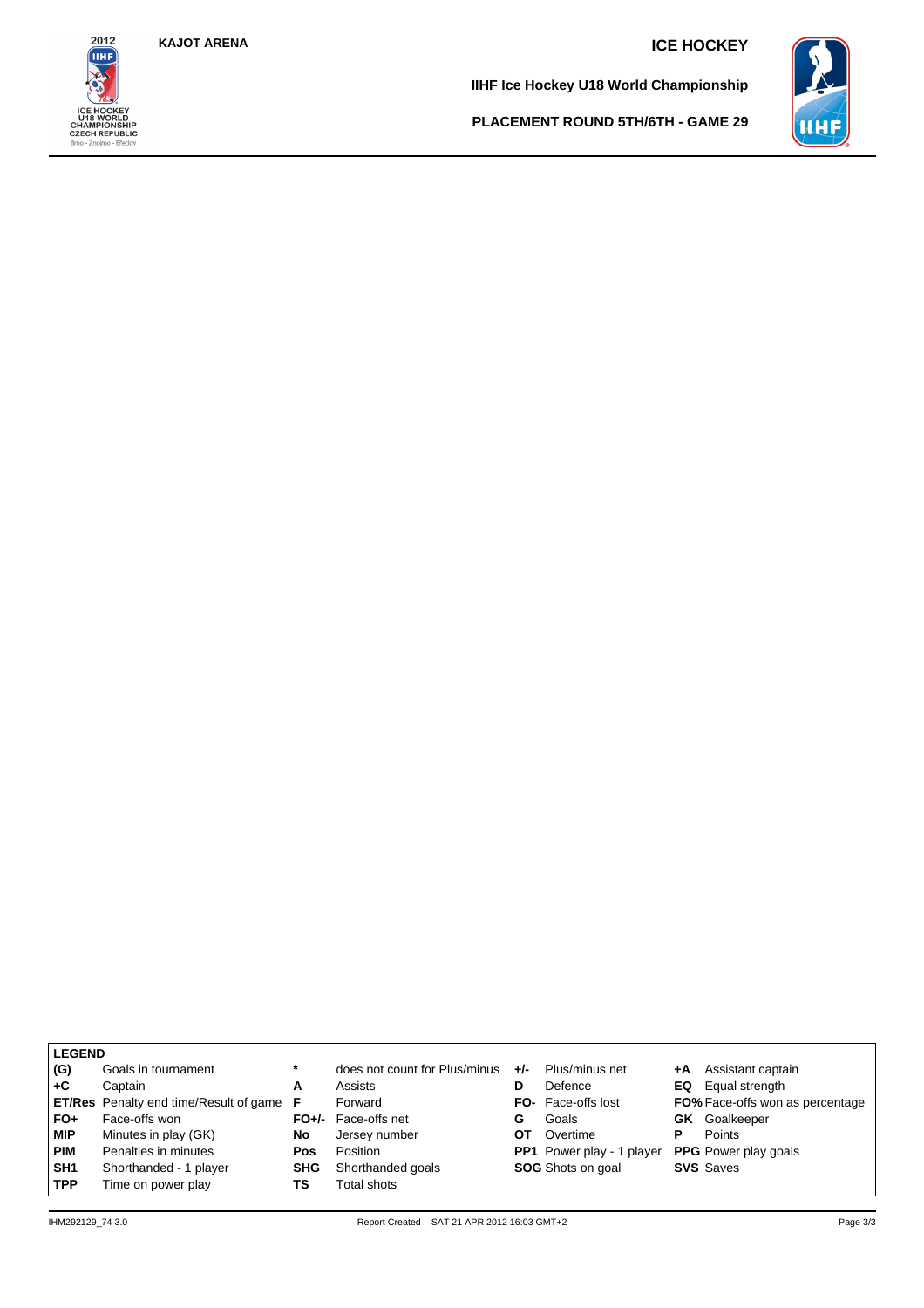KAJOT ARENA

ICE HOCKEY

IIHF Ice Hockey U18 World Championship

PLACEMENT ROUND 5TH/6TH - GAME 29

| LEGEND | | | | | | | | | |
|---|---|---|---|---|---|---|---|---|---|
| **(G)** | Goals in tournament | **\*** | does not count for Plus/minus | **+/-** | Plus/minus net | **+A** | Assistant captain | | |
| **+C** | Captain | **A** | Assists | **D** | Defence | **EQ** | Equal strength | | |
| **ET/Res** | Penalty end time/Result of game | **F** | Forward | **FO-** | Face-offs lost | **FO%** | Face-offs won as percentage | | |
| **FO+** | Face-offs won | **FO+/-** | Face-offs net | **G** | Goals | **GK** | Goalkeeper | | |
| **MIP** | Minutes in play (GK) | **No** | Jersey number | **OT** | Overtime | **P** | Points | | |
| **PIM** | Penalties in minutes | **Pos** | Position | **PP1** | Power play - 1 player | **PPG** | Power play goals | | |
| **SH1** | Shorthanded - 1 player | **SHG** | Shorthanded goals | **SOG** | Shots on goal | **SVS** | Saves | | |
| **TPP** | Time on power play | **TS** | Total shots | | | | | | |

IHM292129_74 3.0 Report Created SAT 21 APR 2012 16:03 GMT+2